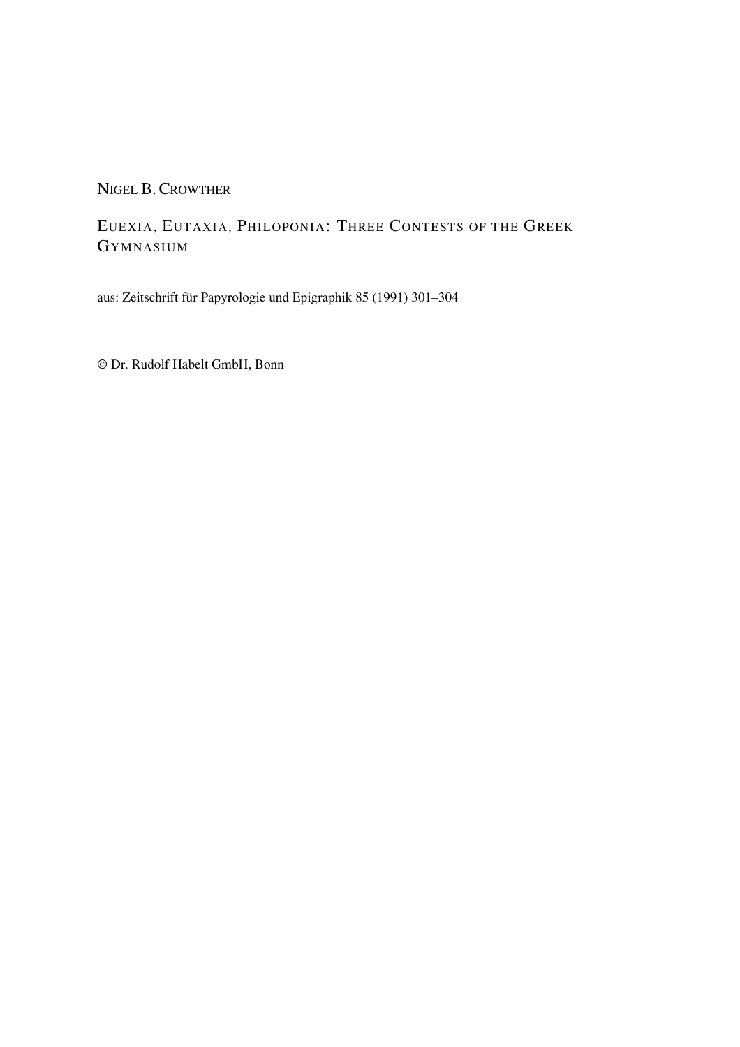NIGEL B. CROWTHER

# EUEXIA, EUTAXIA, PHILOPONIA: THREE CONTESTS OF THE GREEK GYMNASIUM

aus: Zeitschrift für Papyrologie und Epigraphik 85 (1991) 301–304

© Dr. Rudolf Habelt GmbH, Bonn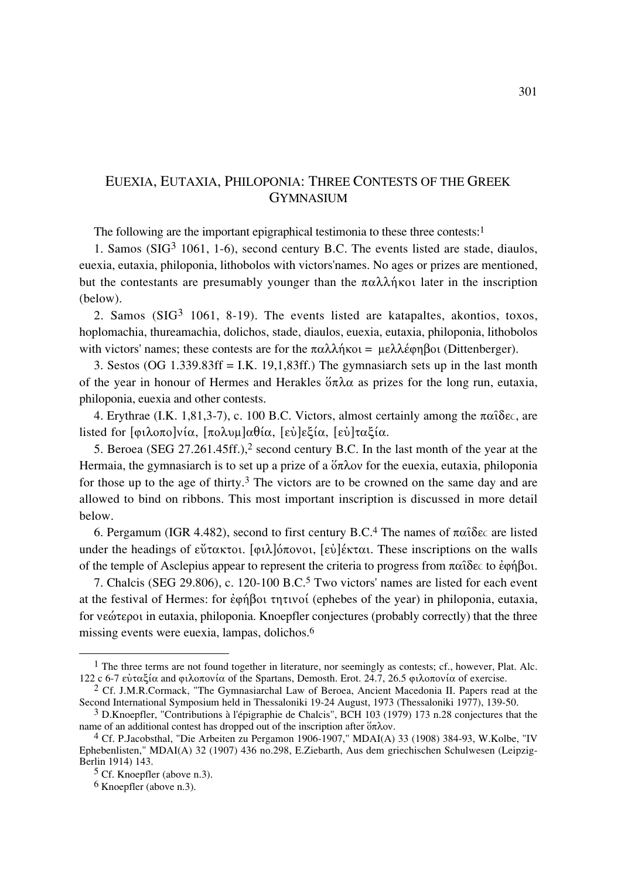# Euexia, Eutaxia, Philoponia: Three Contests of the Greek Gymnasium

The following are the important epigraphical testimonia to these three contests:[1]

1. Samos (SIG[3] 1061, 1-6), second century B.C. The events listed are stade, diaulos, euexia, eutaxia, philoponia, lithobolos with victors'names. No ages or prizes are mentioned, but the contestants are presumably younger than the παλλήκοι later in the inscription (below).

2. Samos (SIG[3] 1061, 8-19). The events listed are katapaltes, akontios, toxos, hoplomachia, thureamachia, dolichos, stade, diaulos, euexia, eutaxia, philoponia, lithobolos with victors' names; these contests are for the παλλήκοι = μελλέφηβοι (Dittenberger).

3. Sestos (OG 1.339.83ff = I.K. 19,1,83ff.) The gymnasiarch sets up in the last month of the year in honour of Hermes and Herakles ὅπλα as prizes for the long run, eutaxia, philoponia, euexia and other contests.

4. Erythrae (I.K. 1,81,3-7), c. 100 B.C. Victors, almost certainly among the παῖδες, are listed for [φιλοπο]νία, [πολυμ]αθία, [εὐ]εξία, [εὐ]ταξία.

5. Beroea (SEG 27.261.45ff.),[2] second century B.C. In the last month of the year at the Hermaia, the gymnasiarch is to set up a prize of a ὅπλον for the euexia, eutaxia, philoponia for those up to the age of thirty.[3] The victors are to be crowned on the same day and are allowed to bind on ribbons. This most important inscription is discussed in more detail below.

6. Pergamum (IGR 4.482), second to first century B.C.[4] The names of παῖδες are listed under the headings of εὔτακτοι. [φιλ]όπονοι, [εὐ]έκται. These inscriptions on the walls of the temple of Asclepius appear to represent the criteria to progress from παῖδες to ἐφήβοι.

7. Chalcis (SEG 29.806), c. 120-100 B.C.[5] Two victors' names are listed for each event at the festival of Hermes: for ἐφήβοι τητινοί (ephebes of the year) in philoponia, eutaxia, for νεώτεροι in eutaxia, philoponia. Knoepfler conjectures (probably correctly) that the three missing events were euexia, lampas, dolichos.[6]

---

[1] The three terms are not found together in literature, nor seemingly as contests; cf., however, Plat. Alc. 122 c 6-7 εὐταξία and φιλοπονία of the Spartans, Demosth. Erot. 24.7, 26.5 φιλοπονία of exercise.

[2] Cf. J.M.R.Cormack, "The Gymnasiarchal Law of Beroea, Ancient Macedonia II. Papers read at the Second International Symposium held in Thessaloniki 19-24 August, 1973 (Thessaloniki 1977), 139-50.

[3] D.Knoepfler, "Contributions à l'épigraphie de Chalcis", BCH 103 (1979) 173 n.28 conjectures that the name of an additional contest has dropped out of the inscription after ὅπλον.

[4] Cf. P.Jacobsthal, "Die Arbeiten zu Pergamon 1906-1907," MDAI(A) 33 (1908) 384-93, W.Kolbe, "IV Ephebenlisten," MDAI(A) 32 (1907) 436 no.298, E.Ziebarth, Aus dem griechischen Schulwesen (Leipzig-Berlin 1914) 143.

[5] Cf. Knoepfler (above n.3).

[6] Knoepfler (above n.3).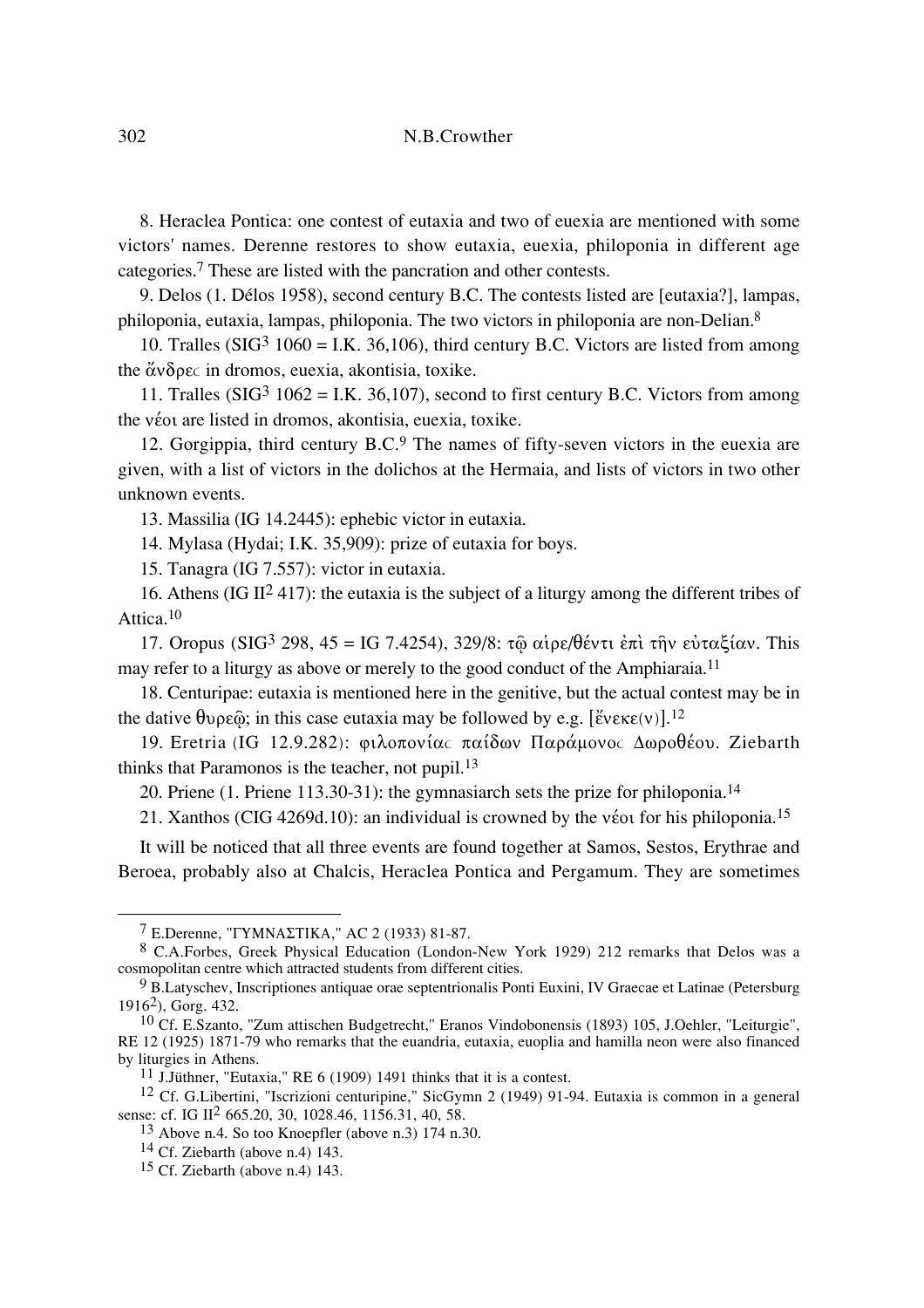8. Heraclea Pontica: one contest of eutaxia and two of euexia are mentioned with some victors' names. Derenne restores to show eutaxia, euexia, philoponia in different age categories.[7] These are listed with the pancration and other contests.

9. Delos (I. Délos 1958), second century B.C. The contests listed are [eutaxia?], lampas, philoponia, eutaxia, lampas, philoponia. The two victors in philoponia are non-Delian.[8]

10. Tralles (SIG[3] 1060 = I.K. 36,106), third century B.C. Victors are listed from among the ἄνδρες in dromos, euexia, akontisia, toxike.

11. Tralles (SIG[3] 1062 = I.K. 36,107), second to first century B.C. Victors from among the νέοι are listed in dromos, akontisia, euexia, toxike.

12. Gorgippia, third century B.C.[9] The names of fifty-seven victors in the euexia are given, with a list of victors in the dolichos at the Hermaia, and lists of victors in two other unknown events.

13. Massilia (IG 14.2445): ephebic victor in eutaxia.

14. Mylasa (Hydai; I.K. 35,909): prize of eutaxia for boys.

15. Tanagra (IG 7.557): victor in eutaxia.

16. Athens (IG II[2] 417): the eutaxia is the subject of a liturgy among the different tribes of Attica.[10]

17. Oropus (SIG[3] 298, 45 = IG 7.4254), 329/8: τῷ αἱρε/θέντι ἐπὶ τῆν εὐταξίαν. This may refer to a liturgy as above or merely to the good conduct of the Amphiaraia.[11]

18. Centuripae: eutaxia is mentioned here in the genitive, but the actual contest may be in the dative θυρεῷ; in this case eutaxia may be followed by e.g. [ἕνεκε(ν)].[12]

19. Eretria (IG 12.9.282): φιλοπονίας παίδων Παράμονος Δωροθέου. Ziebarth thinks that Paramonos is the teacher, not pupil.[13]

20. Priene (I. Priene 113.30-31): the gymnasiarch sets the prize for philoponia.[14]

21. Xanthos (CIG 4269d.10): an individual is crowned by the νέοι for his philoponia.[15]

It will be noticed that all three events are found together at Samos, Sestos, Erythrae and Beroea, probably also at Chalcis, Heraclea Pontica and Pergamum. They are sometimes

---

[7] E.Derenne, "ΓΥΜΝΑΣΤΙΚΑ," AC 2 (1933) 81-87.

[8] C.A.Forbes, Greek Physical Education (London-New York 1929) 212 remarks that Delos was a cosmopolitan centre which attracted students from different cities.

[9] B.Latyschev, Inscriptiones antiquae orae septentrionalis Ponti Euxini, IV Graecae et Latinae (Petersburg 1916[2]), Gorg. 432.

[10] Cf. E.Szanto, "Zum attischen Budgetrecht," Eranos Vindobonensis (1893) 105, J.Oehler, "Leiturgie", RE 12 (1925) 1871-79 who remarks that the euandria, eutaxia, euoplia and hamilla neon were also financed by liturgies in Athens.

[11] J.Jüthner, "Eutaxia," RE 6 (1909) 1491 thinks that it is a contest.

[12] Cf. G.Libertini, "Iscrizioni centuripine," SicGymn 2 (1949) 91-94. Eutaxia is common in a general sense: cf. IG II[2] 665.20, 30, 1028.46, 1156.31, 40, 58.

[13] Above n.4. So too Knoepfler (above n.3) 174 n.30.

[14] Cf. Ziebarth (above n.4) 143.

[15] Cf. Ziebarth (above n.4) 143.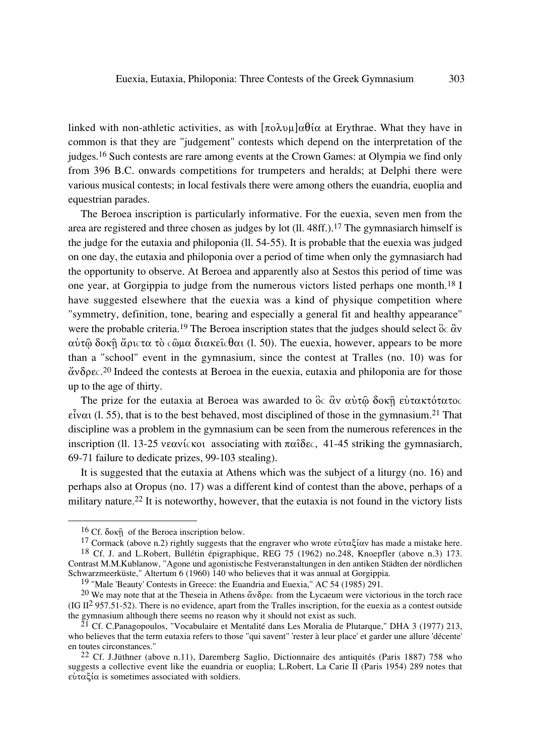linked with non-athletic activities, as with [πολυμ]αθία at Erythrae. What they have in common is that they are "judgement" contests which depend on the interpretation of the judges.[16] Such contests are rare among events at the Crown Games: at Olympia we find only from 396 B.C. onwards competitions for trumpeters and heralds; at Delphi there were various musical contests; in local festivals there were among others the euandria, euoplia and equestrian parades.

The Beroea inscription is particularly informative. For the euexia, seven men from the area are registered and three chosen as judges by lot (ll. 48ff.).[17] The gymnasiarch himself is the judge for the eutaxia and philoponia (ll. 54-55). It is probable that the euexia was judged on one day, the eutaxia and philoponia over a period of time when only the gymnasiarch had the opportunity to observe. At Beroea and apparently also at Sestos this period of time was one year, at Gorgippia to judge from the numerous victors listed perhaps one month.[18] I have suggested elsewhere that the euexia was a kind of physique competition where "symmetry, definition, tone, bearing and especially a general fit and healthy appearance" were the probable criteria.[19] The Beroea inscription states that the judges should select ὃς ἂν αὐτῷ δοκῇ ἄριστα τὸ σῶμα διακεῖσθαι (l. 50). The euexia, however, appears to be more than a "school" event in the gymnasium, since the contest at Tralles (no. 10) was for ἄνδρες.[20] Indeed the contests at Beroea in the euexia, eutaxia and philoponia are for those up to the age of thirty.

The prize for the eutaxia at Beroea was awarded to ὃς ἂν αὐτῷ δοκῇ εὐτακτότατος εἶναι (l. 55), that is to the best behaved, most disciplined of those in the gymnasium.[21] That discipline was a problem in the gymnasium can be seen from the numerous references in the inscription (ll. 13-25 νεανίσκοι associating with παῖδες, 41-45 striking the gymnasiarch, 69-71 failure to dedicate prizes, 99-103 stealing).

It is suggested that the eutaxia at Athens which was the subject of a liturgy (no. 16) and perhaps also at Oropus (no. 17) was a different kind of contest than the above, perhaps of a military nature.[22] It is noteworthy, however, that the eutaxia is not found in the victory lists

---

[16] Cf. δοκῇ of the Beroea inscription below.

[17] Cormack (above n.2) rightly suggests that the engraver who wrote εὐταξίαν has made a mistake here.

[18] Cf. J. and L.Robert, Bullétin épigraphique, REG 75 (1962) no.248, Knoepfler (above n.3) 173. Contrast M.M.Kublanow, "Agone und agonistische Festveranstaltungen in den antiken Städten der nördlichen Schwarzmeerküste," Altertum 6 (1960) 140 who believes that it was annual at Gorgippia.

[19] "Male 'Beauty' Contests in Greece: the Euandria and Euexia," AC 54 (1985) 291.

[20] We may note that at the Theseia in Athens ἄνδρες from the Lycaeum were victorious in the torch race (IG II$^2$ 957.51-52). There is no evidence, apart from the Tralles inscription, for the euexia as a contest outside the gymnasium although there seems no reason why it should not exist as such.

[21] Cf. C.Panagopoulos, "Vocabulaire et Mentalité dans Les Moralia de Plutarque," DHA 3 (1977) 213, who believes that the term eutaxia refers to those "qui savent" 'rester à leur place' et garder une allure 'décente' en toutes circonstances."

[22] Cf. J.Jüthner (above n.11), Daremberg Saglio, Dictionnaire des antiquités (Paris 1887) 758 who suggests a collective event like the euandria or euoplia; L.Robert, La Carie II (Paris 1954) 289 notes that εὐταξία is sometimes associated with soldiers.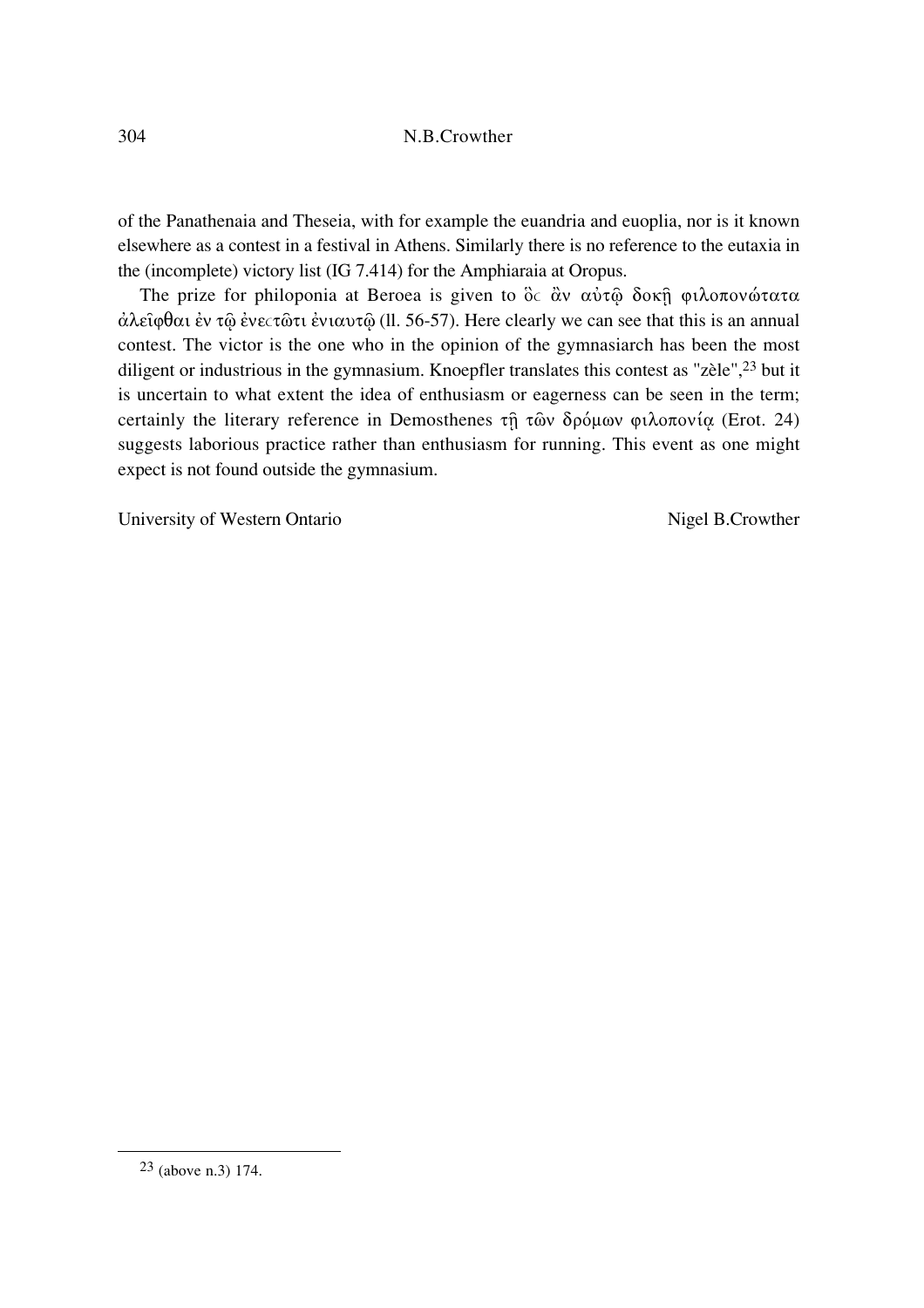of the Panathenaia and Theseia, with for example the euandria and euoplia, nor is it known elsewhere as a contest in a festival in Athens. Similarly there is no reference to the eutaxia in the (incomplete) victory list (IG 7.414) for the Amphiaraia at Oropus.

The prize for philoponia at Beroea is given to ὃϲ ἂν αὐτῷ δοκῇ φιλοπονώτατα ἀλεῖφθαι ἐν τῷ ἐνεϲτῶτι ἐνιαυτῷ (ll. 56-57). Here clearly we can see that this is an annual contest. The victor is the one who in the opinion of the gymnasiarch has been the most diligent or industrious in the gymnasium. Knoepfler translates this contest as "zèle",[23] but it is uncertain to what extent the idea of enthusiasm or eagerness can be seen in the term; certainly the literary reference in Demosthenes τῇ τῶν δρόμων φιλοπονίᾳ (Erot. 24) suggests laborious practice rather than enthusiasm for running. This event as one might expect is not found outside the gymnasium.

University of Western Ontario — Nigel B.Crowther

[23] (above n.3) 174.